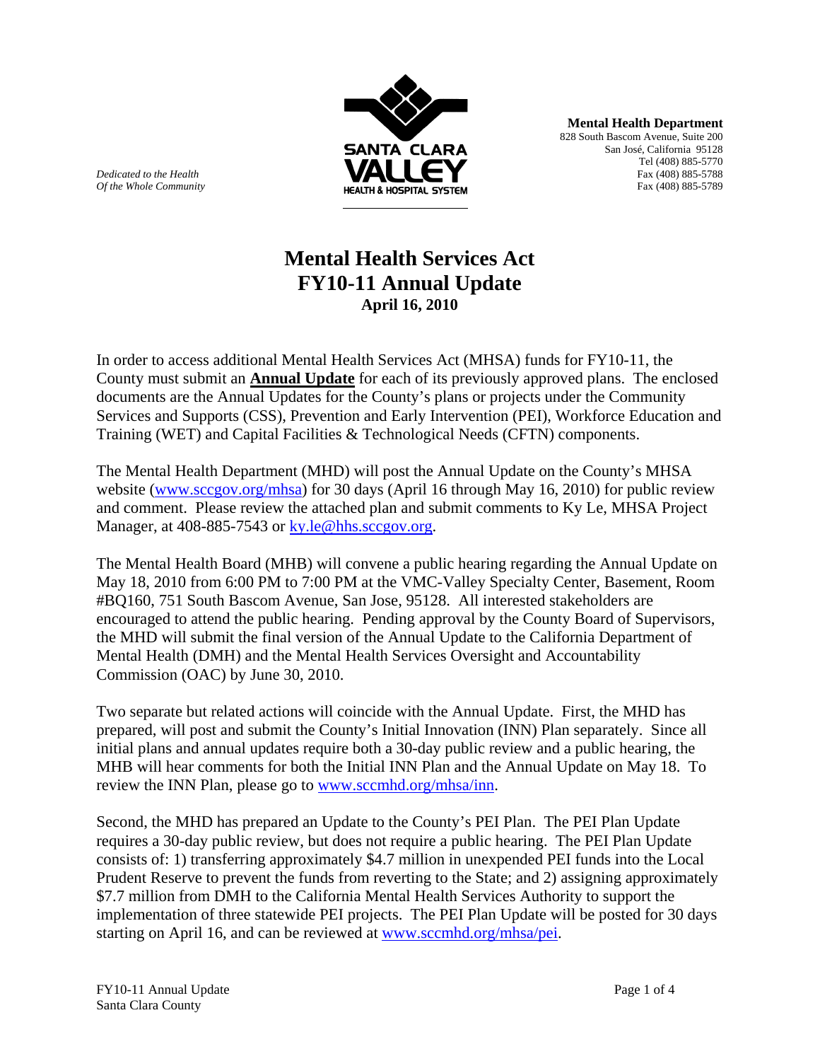*Dedicated to the Health*
*Of the Whole Community*

**Mental Health Department**
828 South Bascom Avenue, Suite 200
San José, California 95128
Tel (408) 885-5770
Fax (408) 885-5788
Fax (408) 885-5789

# Mental Health Services Act
# FY10-11 Annual Update
### April 16, 2010

In order to access additional Mental Health Services Act (MHSA) funds for FY10-11, the County must submit an **Annual Update** for each of its previously approved plans. The enclosed documents are the Annual Updates for the County's plans or projects under the Community Services and Supports (CSS), Prevention and Early Intervention (PEI), Workforce Education and Training (WET) and Capital Facilities & Technological Needs (CFTN) components.

The Mental Health Department (MHD) will post the Annual Update on the County's MHSA website (www.sccgov.org/mhsa) for 30 days (April 16 through May 16, 2010) for public review and comment. Please review the attached plan and submit comments to Ky Le, MHSA Project Manager, at 408-885-7543 or ky.le@hhs.sccgov.org.

The Mental Health Board (MHB) will convene a public hearing regarding the Annual Update on May 18, 2010 from 6:00 PM to 7:00 PM at the VMC-Valley Specialty Center, Basement, Room #BQ160, 751 South Bascom Avenue, San Jose, 95128. All interested stakeholders are encouraged to attend the public hearing. Pending approval by the County Board of Supervisors, the MHD will submit the final version of the Annual Update to the California Department of Mental Health (DMH) and the Mental Health Services Oversight and Accountability Commission (OAC) by June 30, 2010.

Two separate but related actions will coincide with the Annual Update. First, the MHD has prepared, will post and submit the County's Initial Innovation (INN) Plan separately. Since all initial plans and annual updates require both a 30-day public review and a public hearing, the MHB will hear comments for both the Initial INN Plan and the Annual Update on May 18. To review the INN Plan, please go to www.sccmhd.org/mhsa/inn.

Second, the MHD has prepared an Update to the County's PEI Plan. The PEI Plan Update requires a 30-day public review, but does not require a public hearing. The PEI Plan Update consists of: 1) transferring approximately $4.7 million in unexpended PEI funds into the Local Prudent Reserve to prevent the funds from reverting to the State; and 2) assigning approximately $7.7 million from DMH to the California Mental Health Services Authority to support the implementation of three statewide PEI projects. The PEI Plan Update will be posted for 30 days starting on April 16, and can be reviewed at www.sccmhd.org/mhsa/pei.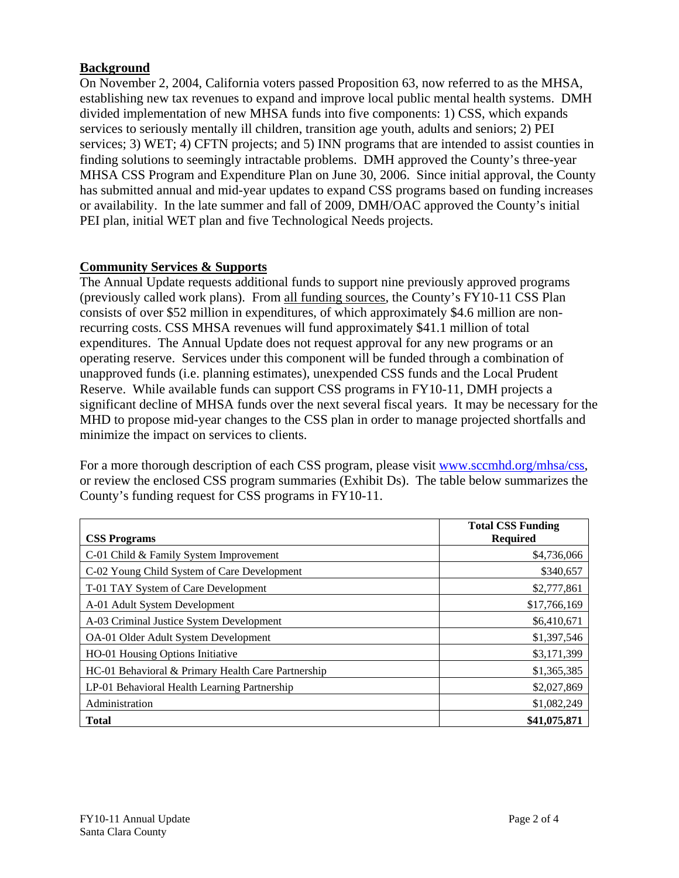## Background

On November 2, 2004, California voters passed Proposition 63, now referred to as the MHSA, establishing new tax revenues to expand and improve local public mental health systems. DMH divided implementation of new MHSA funds into five components: 1) CSS, which expands services to seriously mentally ill children, transition age youth, adults and seniors; 2) PEI services; 3) WET; 4) CFTN projects; and 5) INN programs that are intended to assist counties in finding solutions to seemingly intractable problems. DMH approved the County's three-year MHSA CSS Program and Expenditure Plan on June 30, 2006. Since initial approval, the County has submitted annual and mid-year updates to expand CSS programs based on funding increases or availability. In the late summer and fall of 2009, DMH/OAC approved the County's initial PEI plan, initial WET plan and five Technological Needs projects.

## Community Services & Supports

The Annual Update requests additional funds to support nine previously approved programs (previously called work plans). From all funding sources, the County's FY10-11 CSS Plan consists of over $52 million in expenditures, of which approximately $4.6 million are non-recurring costs. CSS MHSA revenues will fund approximately $41.1 million of total expenditures. The Annual Update does not request approval for any new programs or an operating reserve. Services under this component will be funded through a combination of unapproved funds (i.e. planning estimates), unexpended CSS funds and the Local Prudent Reserve. While available funds can support CSS programs in FY10-11, DMH projects a significant decline of MHSA funds over the next several fiscal years. It may be necessary for the MHD to propose mid-year changes to the CSS plan in order to manage projected shortfalls and minimize the impact on services to clients.

For a more thorough description of each CSS program, please visit www.sccmhd.org/mhsa/css, or review the enclosed CSS program summaries (Exhibit Ds). The table below summarizes the County's funding request for CSS programs in FY10-11.

| **CSS Programs** | **Total CSS Funding Required** |
|---|---:|
| C-01 Child & Family System Improvement | $4,736,066 |
| C-02 Young Child System of Care Development | $340,657 |
| T-01 TAY System of Care Development | $2,777,861 |
| A-01 Adult System Development | $17,766,169 |
| A-03 Criminal Justice System Development | $6,410,671 |
| OA-01 Older Adult System Development | $1,397,546 |
| HO-01 Housing Options Initiative | $3,171,399 |
| HC-01 Behavioral & Primary Health Care Partnership | $1,365,385 |
| LP-01 Behavioral Health Learning Partnership | $2,027,869 |
| Administration | $1,082,249 |
| **Total** | **$41,075,871** |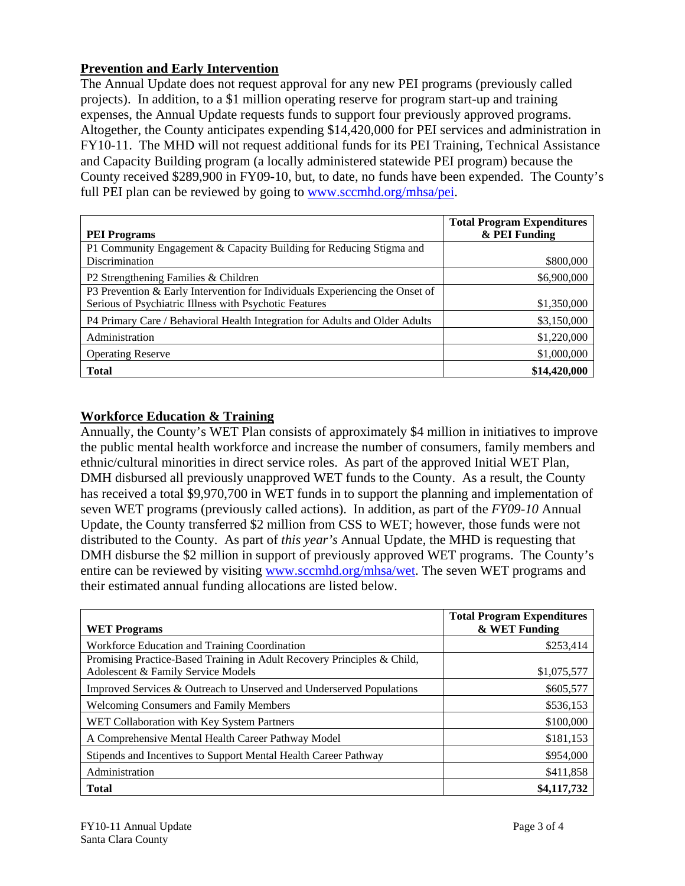## Prevention and Early Intervention

The Annual Update does not request approval for any new PEI programs (previously called projects). In addition, to a $1 million operating reserve for program start-up and training expenses, the Annual Update requests funds to support four previously approved programs. Altogether, the County anticipates expending $14,420,000 for PEI services and administration in FY10-11. The MHD will not request additional funds for its PEI Training, Technical Assistance and Capacity Building program (a locally administered statewide PEI program) because the County received $289,900 in FY09-10, but, to date, no funds have been expended. The County's full PEI plan can be reviewed by going to www.sccmhd.org/mhsa/pei.

| PEI Programs | Total Program Expenditures & PEI Funding |
|---|---|
| P1 Community Engagement & Capacity Building for Reducing Stigma and Discrimination | $800,000 |
| P2 Strengthening Families & Children | $6,900,000 |
| P3 Prevention & Early Intervention for Individuals Experiencing the Onset of Serious of Psychiatric Illness with Psychotic Features | $1,350,000 |
| P4 Primary Care / Behavioral Health Integration for Adults and Older Adults | $3,150,000 |
| Administration | $1,220,000 |
| Operating Reserve | $1,000,000 |
| **Total** | **$14,420,000** |

## Workforce Education & Training

Annually, the County's WET Plan consists of approximately $4 million in initiatives to improve the public mental health workforce and increase the number of consumers, family members and ethnic/cultural minorities in direct service roles. As part of the approved Initial WET Plan, DMH disbursed all previously unapproved WET funds to the County. As a result, the County has received a total $9,970,700 in WET funds in to support the planning and implementation of seven WET programs (previously called actions). In addition, as part of the *FY09-10* Annual Update, the County transferred $2 million from CSS to WET; however, those funds were not distributed to the County. As part of *this year's* Annual Update, the MHD is requesting that DMH disburse the $2 million in support of previously approved WET programs. The County's entire can be reviewed by visiting www.sccmhd.org/mhsa/wet. The seven WET programs and their estimated annual funding allocations are listed below.

| WET Programs | Total Program Expenditures & WET Funding |
|---|---|
| Workforce Education and Training Coordination | $253,414 |
| Promising Practice-Based Training in Adult Recovery Principles & Child, Adolescent & Family Service Models | $1,075,577 |
| Improved Services & Outreach to Unserved and Underserved Populations | $605,577 |
| Welcoming Consumers and Family Members | $536,153 |
| WET Collaboration with Key System Partners | $100,000 |
| A Comprehensive Mental Health Career Pathway Model | $181,153 |
| Stipends and Incentives to Support Mental Health Career Pathway | $954,000 |
| Administration | $411,858 |
| **Total** | **$4,117,732** |

FY10-11 Annual Update
Santa Clara County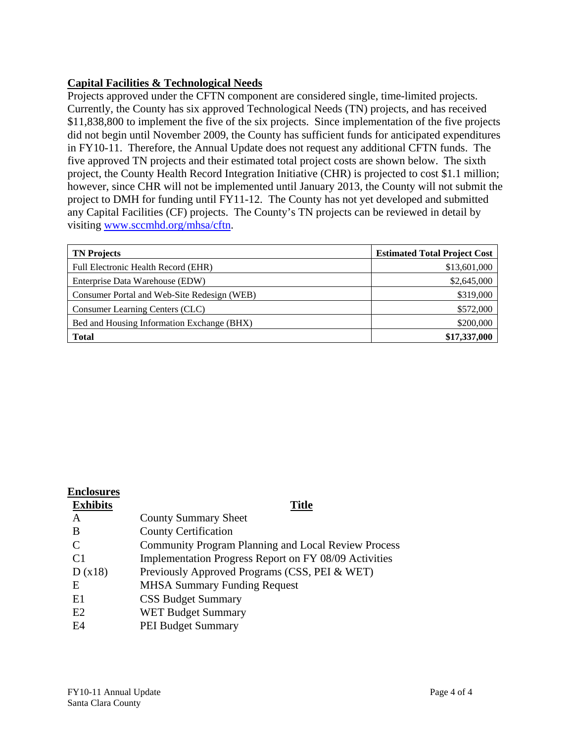## Capital Facilities & Technological Needs

Projects approved under the CFTN component are considered single, time-limited projects. Currently, the County has six approved Technological Needs (TN) projects, and has received $11,838,800 to implement the five of the six projects. Since implementation of the five projects did not begin until November 2009, the County has sufficient funds for anticipated expenditures in FY10-11. Therefore, the Annual Update does not request any additional CFTN funds. The five approved TN projects and their estimated total project costs are shown below. The sixth project, the County Health Record Integration Initiative (CHR) is projected to cost $1.1 million; however, since CHR will not be implemented until January 2013, the County will not submit the project to DMH for funding until FY11-12. The County has not yet developed and submitted any Capital Facilities (CF) projects. The County's TN projects can be reviewed in detail by visiting [www.sccmhd.org/mhsa/cftn](www.sccmhd.org/mhsa/cftn).

| TN Projects | Estimated Total Project Cost |
|---|---|
| Full Electronic Health Record (EHR) | $13,601,000 |
| Enterprise Data Warehouse (EDW) | $2,645,000 |
| Consumer Portal and Web-Site Redesign (WEB) | $319,000 |
| Consumer Learning Centers (CLC) | $572,000 |
| Bed and Housing Information Exchange (BHX) | $200,000 |
| **Total** | **$17,337,000** |

## Enclosures

| Exhibits | Title |
|---|---|
| A | County Summary Sheet |
| B | County Certification |
| C | Community Program Planning and Local Review Process |
| C1 | Implementation Progress Report on FY 08/09 Activities |
| D (x18) | Previously Approved Programs (CSS, PEI & WET) |
| E | MHSA Summary Funding Request |
| E1 | CSS Budget Summary |
| E2 | WET Budget Summary |
| E4 | PEI Budget Summary |

FY10-11 Annual Update
Santa Clara County